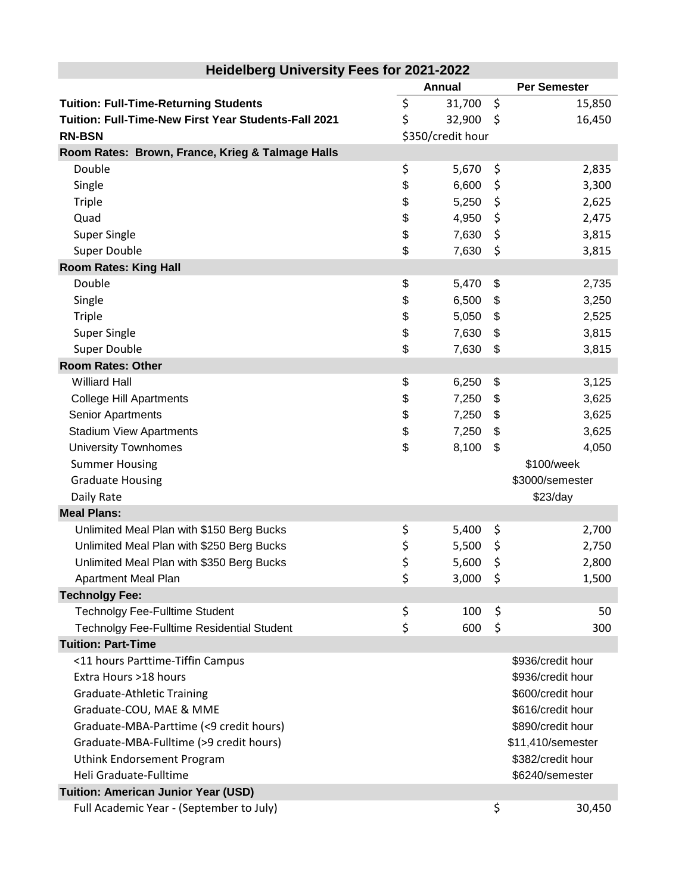| Heidelberg University Fees for 2021-2022 | | |
|---|---|---|
| | **Annual** | **Per Semester** |
| **Tuition: Full-Time-Returning Students** | $ 31,700 | $ 15,850 |
| **Tuition: Full-Time-New First Year Students-Fall 2021** | $ 32,900 | $ 16,450 |
| **RN-BSN** | $350/credit hour | |
| **Room Rates: Brown, France, Krieg & Talmage Halls** | | |
| Double | $ 5,670 | $ 2,835 |
| Single | $ 6,600 | $ 3,300 |
| Triple | $ 5,250 | $ 2,625 |
| Quad | $ 4,950 | $ 2,475 |
| Super Single | $ 7,630 | $ 3,815 |
| Super Double | $ 7,630 | $ 3,815 |
| **Room Rates: King Hall** | | |
| Double | $ 5,470 | $ 2,735 |
| Single | $ 6,500 | $ 3,250 |
| Triple | $ 5,050 | $ 2,525 |
| Super Single | $ 7,630 | $ 3,815 |
| Super Double | $ 7,630 | $ 3,815 |
| **Room Rates: Other** | | |
| Williard Hall | $ 6,250 | $ 3,125 |
| College Hill Apartments | $ 7,250 | $ 3,625 |
| Senior Apartments | $ 7,250 | $ 3,625 |
| Stadium View Apartments | $ 7,250 | $ 3,625 |
| University Townhomes | $ 8,100 | $ 4,050 |
| Summer Housing | | $100/week |
| Graduate Housing | | $3000/semester |
| Daily Rate | | $23/day |
| **Meal Plans:** | | |
| Unlimited Meal Plan with $150 Berg Bucks | $ 5,400 | $ 2,700 |
| Unlimited Meal Plan with $250 Berg Bucks | $ 5,500 | $ 2,750 |
| Unlimited Meal Plan with $350 Berg Bucks | $ 5,600 | $ 2,800 |
| Apartment Meal Plan | $ 3,000 | $ 1,500 |
| **Technolgy Fee:** | | |
| Technolgy Fee-Fulltime Student | $ 100 | $ 50 |
| Technolgy Fee-Fulltime Residential Student | $ 600 | $ 300 |
| **Tuition: Part-Time** | | |
| <11 hours Parttime-Tiffin Campus | | $936/credit hour |
| Extra Hours >18 hours | | $936/credit hour |
| Graduate-Athletic Training | | $600/credit hour |
| Graduate-COU, MAE & MME | | $616/credit hour |
| Graduate-MBA-Parttime (<9 credit hours) | | $890/credit hour |
| Graduate-MBA-Fulltime (>9 credit hours) | | $11,410/semester |
| Uthink Endorsement Program | | $382/credit hour |
| Heli Graduate-Fulltime | | $6240/semester |
| **Tuition: American Junior Year (USD)** | | |
| Full Academic Year - (September to July) | | $ 30,450 |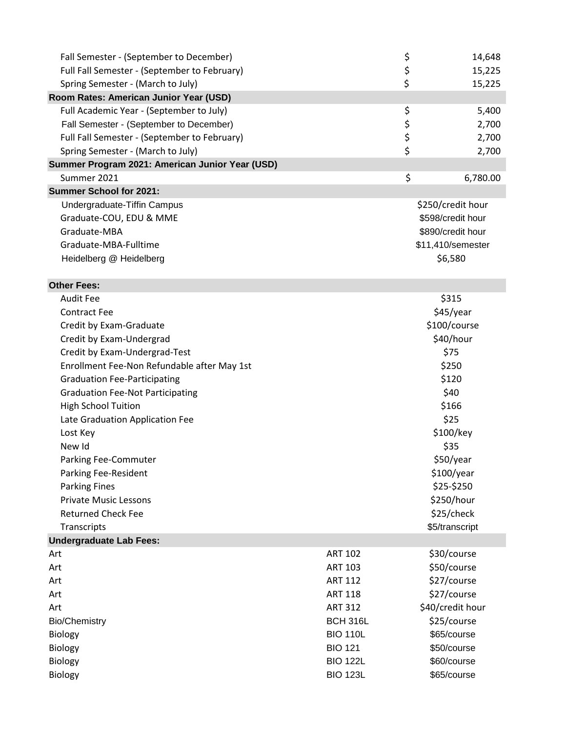| | | |
|---|---|---|
| Fall Semester - (September to December) | | $ 14,648 |
| Full Fall Semester - (September to February) | | $ 15,225 |
| Spring Semester - (March to July) | | $ 15,225 |
| **Room Rates: American Junior Year (USD)** | | |
| Full Academic Year - (September to July) | | $ 5,400 |
| Fall Semester - (September to December) | | $ 2,700 |
| Full Fall Semester - (September to February) | | $ 2,700 |
| Spring Semester - (March to July) | | $ 2,700 |
| **Summer Program 2021: American Junior Year (USD)** | | |
| Summer 2021 | | $ 6,780.00 |
| **Summer School for 2021:** | | |
| Undergraduate-Tiffin Campus | | $250/credit hour |
| Graduate-COU, EDU & MME | | $598/credit hour |
| Graduate-MBA | | $890/credit hour |
| Graduate-MBA-Fulltime | | $11,410/semester |
| Heidelberg @ Heidelberg | | $6,580 |
| **Other Fees:** | | |
| Audit Fee | | $315 |
| Contract Fee | | $45/year |
| Credit by Exam-Graduate | | $100/course |
| Credit by Exam-Undergrad | | $40/hour |
| Credit by Exam-Undergrad-Test | | $75 |
| Enrollment Fee-Non Refundable after May 1st | | $250 |
| Graduation Fee-Participating | | $120 |
| Graduation Fee-Not Participating | | $40 |
| High School Tuition | | $166 |
| Late Graduation Application Fee | | $25 |
| Lost Key | | $100/key |
| New Id | | $35 |
| Parking Fee-Commuter | | $50/year |
| Parking Fee-Resident | | $100/year |
| Parking Fines | | $25-$250 |
| Private Music Lessons | | $250/hour |
| Returned Check Fee | | $25/check |
| Transcripts | | $5/transcript |
| **Undergraduate Lab Fees:** | | |
| Art | ART 102 | $30/course |
| Art | ART 103 | $50/course |
| Art | ART 112 | $27/course |
| Art | ART 118 | $27/course |
| Art | ART 312 | $40/credit hour |
| Bio/Chemistry | BCH 316L | $25/course |
| Biology | BIO 110L | $65/course |
| Biology | BIO 121 | $50/course |
| Biology | BIO 122L | $60/course |
| Biology | BIO 123L | $65/course |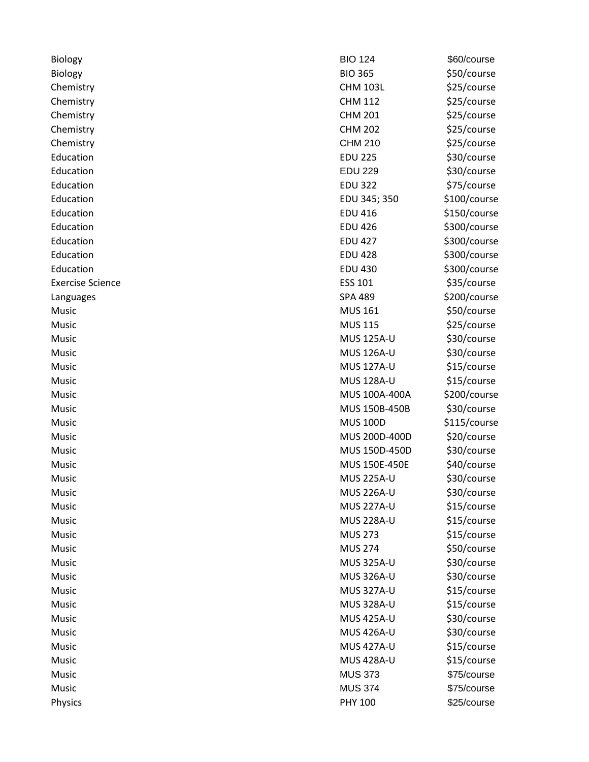| | | |
|---|---|---|
| Biology | BIO 124 | $60/course |
| Biology | BIO 365 | $50/course |
| Chemistry | CHM 103L | $25/course |
| Chemistry | CHM 112 | $25/course |
| Chemistry | CHM 201 | $25/course |
| Chemistry | CHM 202 | $25/course |
| Chemistry | CHM 210 | $25/course |
| Education | EDU 225 | $30/course |
| Education | EDU 229 | $30/course |
| Education | EDU 322 | $75/course |
| Education | EDU 345; 350 | $100/course |
| Education | EDU 416 | $150/course |
| Education | EDU 426 | $300/course |
| Education | EDU 427 | $300/course |
| Education | EDU 428 | $300/course |
| Education | EDU 430 | $300/course |
| Exercise Science | ESS 101 | $35/course |
| Languages | SPA 489 | $200/course |
| Music | MUS 161 | $50/course |
| Music | MUS 115 | $25/course |
| Music | MUS 125A-U | $30/course |
| Music | MUS 126A-U | $30/course |
| Music | MUS 127A-U | $15/course |
| Music | MUS 128A-U | $15/course |
| Music | MUS 100A-400A | $200/course |
| Music | MUS 150B-450B | $30/course |
| Music | MUS 100D | $115/course |
| Music | MUS 200D-400D | $20/course |
| Music | MUS 150D-450D | $30/course |
| Music | MUS 150E-450E | $40/course |
| Music | MUS 225A-U | $30/course |
| Music | MUS 226A-U | $30/course |
| Music | MUS 227A-U | $15/course |
| Music | MUS 228A-U | $15/course |
| Music | MUS 273 | $15/course |
| Music | MUS 274 | $50/course |
| Music | MUS 325A-U | $30/course |
| Music | MUS 326A-U | $30/course |
| Music | MUS 327A-U | $15/course |
| Music | MUS 328A-U | $15/course |
| Music | MUS 425A-U | $30/course |
| Music | MUS 426A-U | $30/course |
| Music | MUS 427A-U | $15/course |
| Music | MUS 428A-U | $15/course |
| Music | MUS 373 | $75/course |
| Music | MUS 374 | $75/course |
| Physics | PHY 100 | $25/course |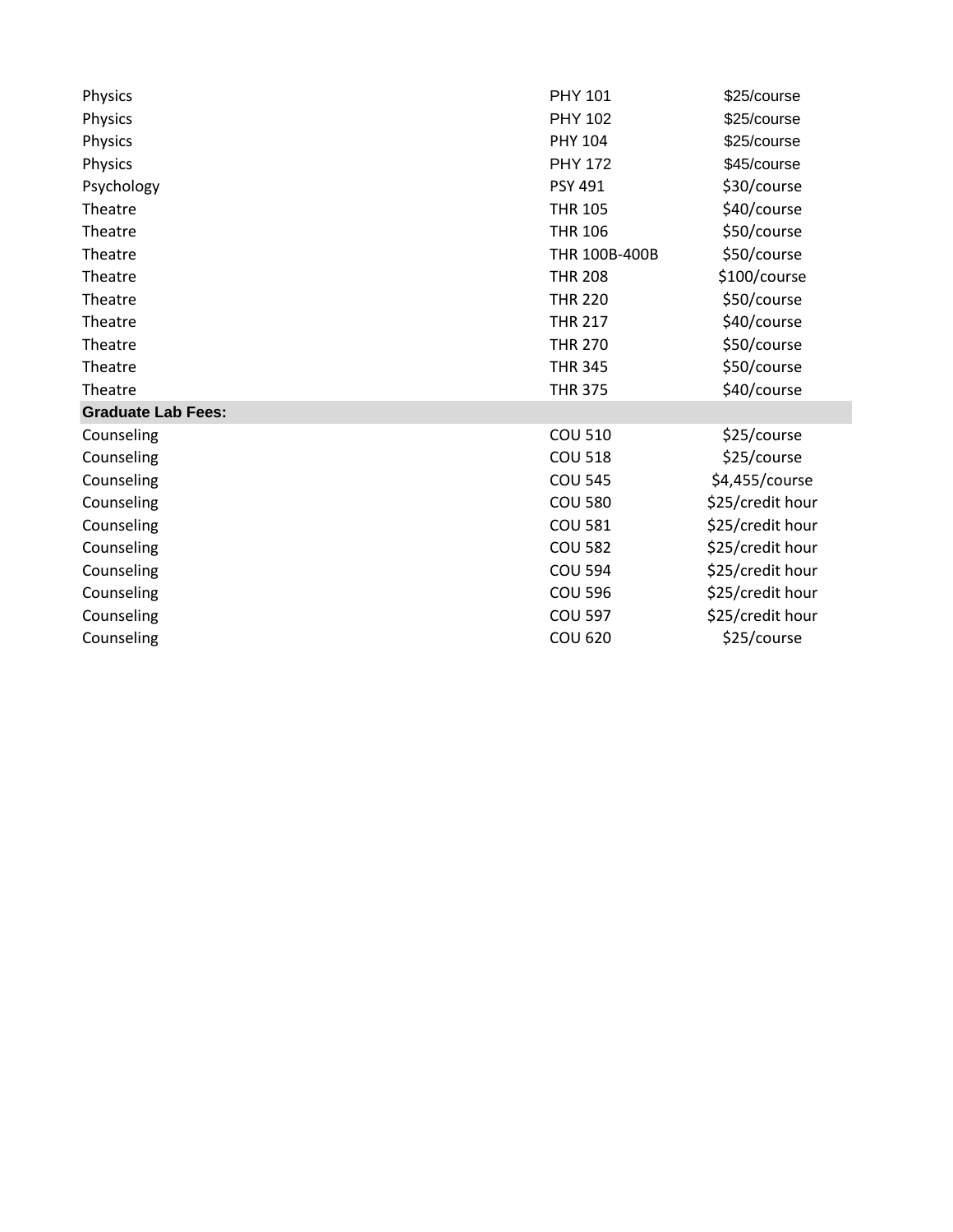| | | |
|---|---|---|
| Physics | PHY 101 | $25/course |
| Physics | PHY 102 | $25/course |
| Physics | PHY 104 | $25/course |
| Physics | PHY 172 | $45/course |
| Psychology | PSY 491 | $30/course |
| Theatre | THR 105 | $40/course |
| Theatre | THR 106 | $50/course |
| Theatre | THR 100B-400B | $50/course |
| Theatre | THR 208 | $100/course |
| Theatre | THR 220 | $50/course |
| Theatre | THR 217 | $40/course |
| Theatre | THR 270 | $50/course |
| Theatre | THR 345 | $50/course |
| Theatre | THR 375 | $40/course |
| **Graduate Lab Fees:** | | |
| Counseling | COU 510 | $25/course |
| Counseling | COU 518 | $25/course |
| Counseling | COU 545 | $4,455/course |
| Counseling | COU 580 | $25/credit hour |
| Counseling | COU 581 | $25/credit hour |
| Counseling | COU 582 | $25/credit hour |
| Counseling | COU 594 | $25/credit hour |
| Counseling | COU 596 | $25/credit hour |
| Counseling | COU 597 | $25/credit hour |
| Counseling | COU 620 | $25/course |